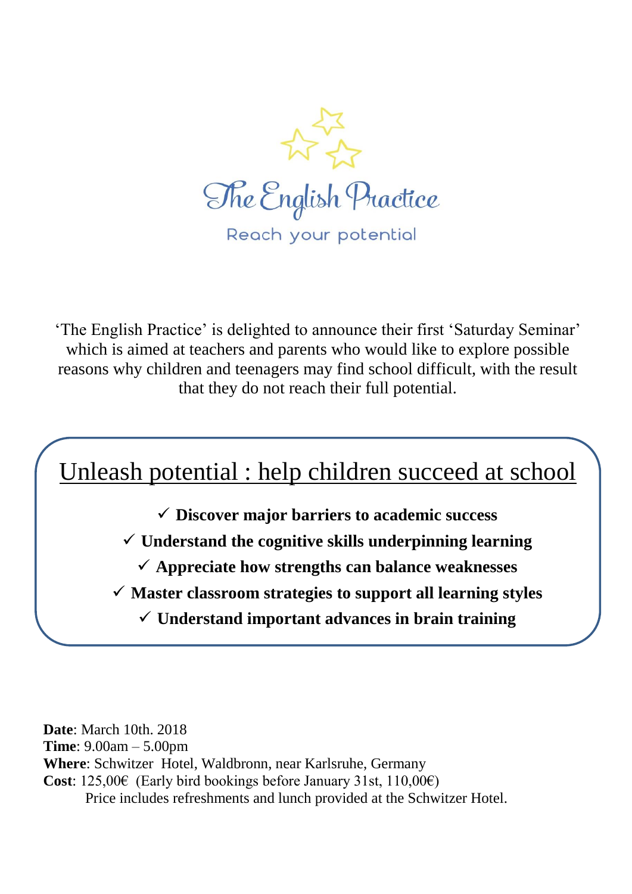# The English Practice

Reach your potential

'The English Practice' is delighted to announce their first 'Saturday Seminar' which is aimed at teachers and parents who would like to explore possible reasons why children and teenagers may find school difficult, with the result that they do not reach their full potential.

## Unleash potential : help children succeed at school

- ✓ **Discover major barriers to academic success**
- ✓ **Understand the cognitive skills underpinning learning**
- ✓ **Appreciate how strengths can balance weaknesses**
- ✓ **Master classroom strategies to support all learning styles**
- ✓ **Understand important advances in brain training**

**Date**: March 10th. 2018
**Time**: 9.00am – 5.00pm
**Where**: Schwitzer Hotel, Waldbronn, near Karlsruhe, Germany
**Cost**: 125,00€ (Early bird bookings before January 31st, 110,00€)
Price includes refreshments and lunch provided at the Schwitzer Hotel.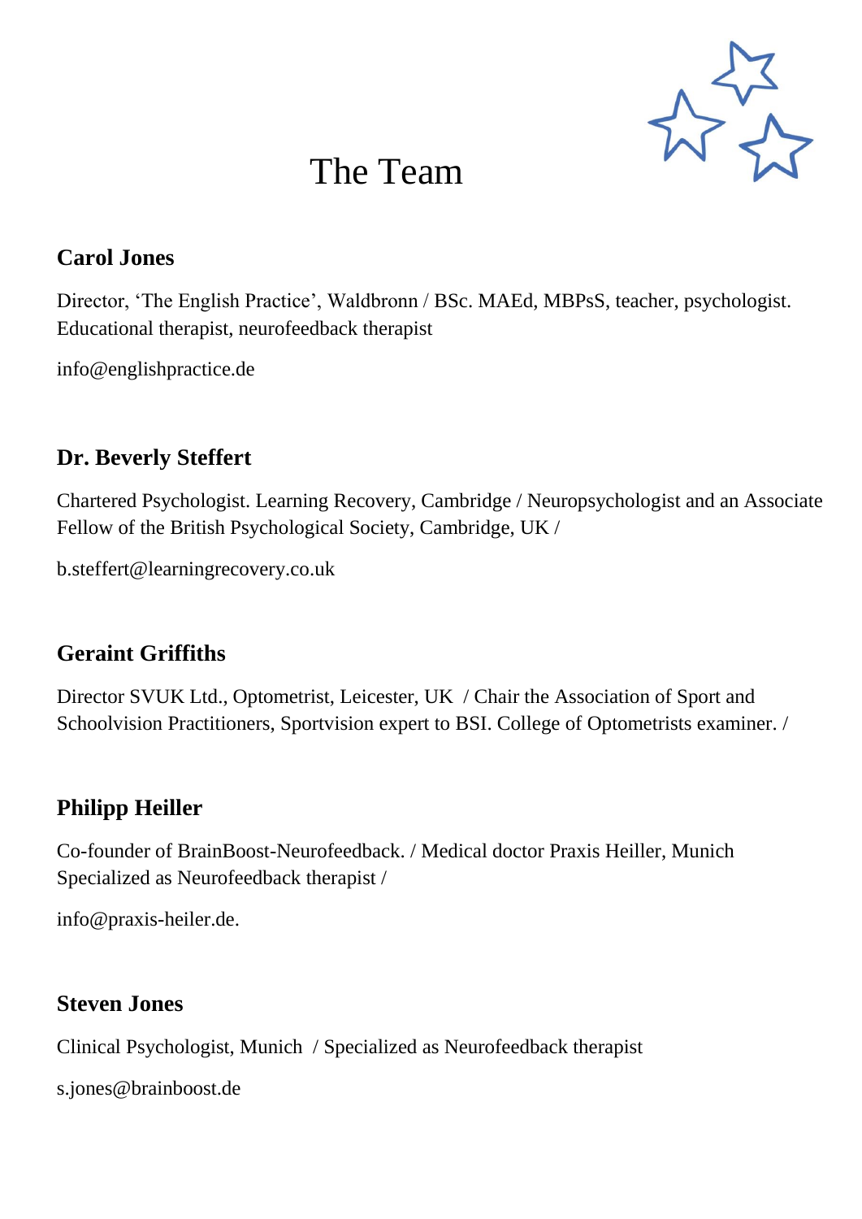# The Team

## Carol Jones

Director, 'The English Practice', Waldbronn / BSc. MAEd, MBPsS, teacher, psychologist. Educational therapist, neurofeedback therapist

info@englishpractice.de

## Dr. Beverly Steffert

Chartered Psychologist. Learning Recovery, Cambridge / Neuropsychologist and an Associate Fellow of the British Psychological Society, Cambridge, UK /

b.steffert@learningrecovery.co.uk

## Geraint Griffiths

Director SVUK Ltd., Optometrist, Leicester, UK / Chair the Association of Sport and Schoolvision Practitioners, Sportvision expert to BSI. College of Optometrists examiner. /

## Philipp Heiller

Co-founder of BrainBoost-Neurofeedback. / Medical doctor Praxis Heiller, Munich Specialized as Neurofeedback therapist /

info@praxis-heiler.de.

## Steven Jones

Clinical Psychologist, Munich / Specialized as Neurofeedback therapist

s.jones@brainboost.de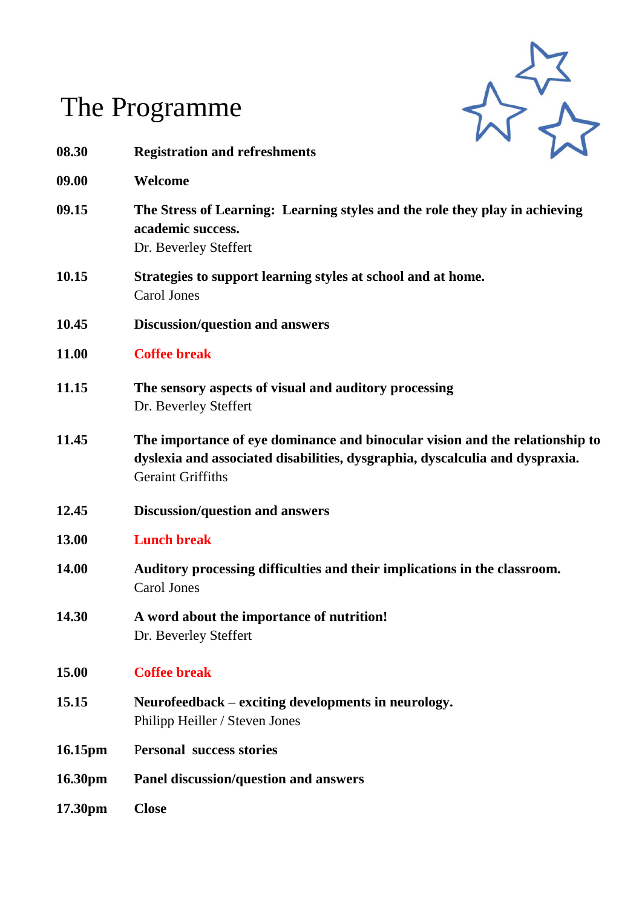# The Programme

| | |
|---|---|
| **08.30** | **Registration and refreshments** |
| **09.00** | **Welcome** |
| **09.15** | **The Stress of Learning: Learning styles and the role they play in achieving academic success.**<br>Dr. Beverley Steffert |
| **10.15** | **Strategies to support learning styles at school and at home.**<br>Carol Jones |
| **10.45** | **Discussion/question and answers** |
| **11.00** | **Coffee break** |
| **11.15** | **The sensory aspects of visual and auditory processing**<br>Dr. Beverley Steffert |
| **11.45** | **The importance of eye dominance and binocular vision and the relationship to dyslexia and associated disabilities, dysgraphia, dyscalculia and dyspraxia.**<br>Geraint Griffiths |
| **12.45** | **Discussion/question and answers** |
| **13.00** | **Lunch break** |
| **14.00** | **Auditory processing difficulties and their implications in the classroom.**<br>Carol Jones |
| **14.30** | **A word about the importance of nutrition!**<br>Dr. Beverley Steffert |
| **15.00** | **Coffee break** |
| **15.15** | **Neurofeedback – exciting developments in neurology.**<br>Philipp Heiller / Steven Jones |
| **16.15pm** | **Personal success stories** |
| **16.30pm** | **Panel discussion/question and answers** |
| **17.30pm** | **Close** |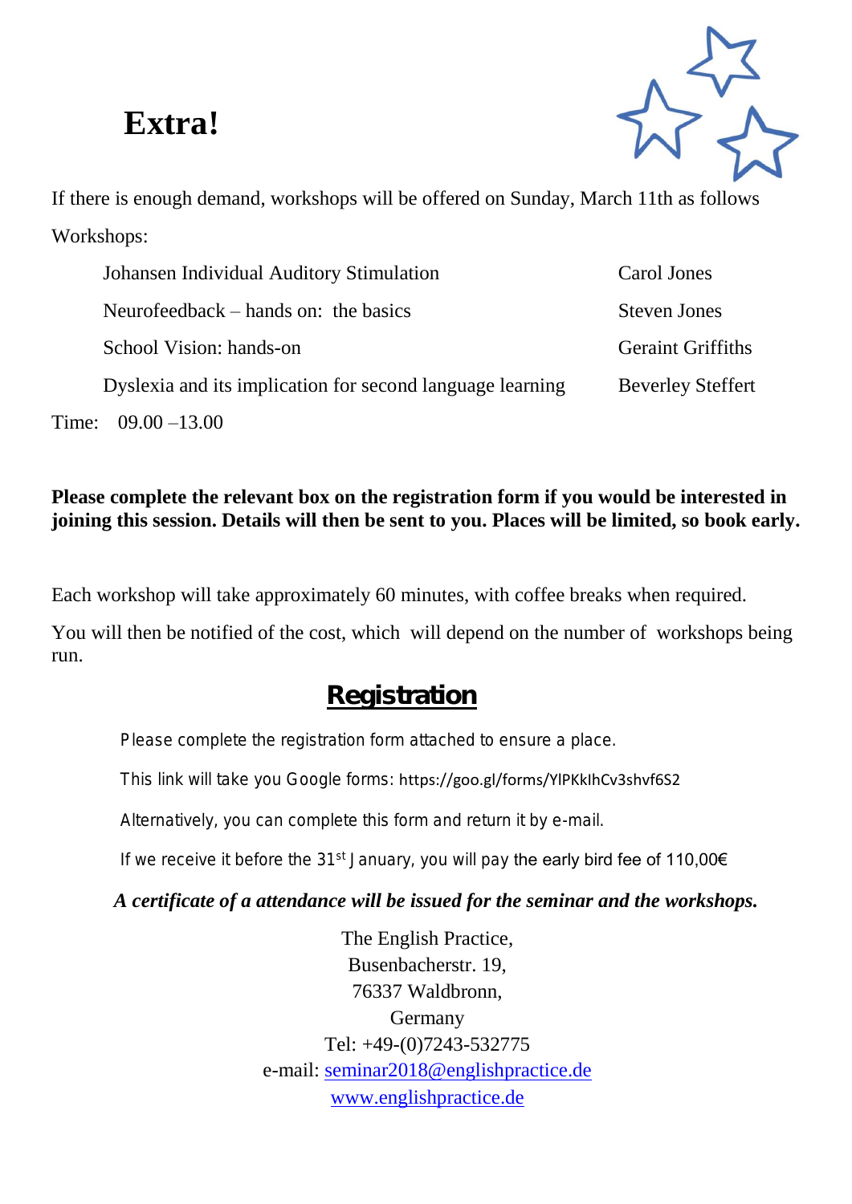# Extra!

If there is enough demand, workshops will be offered on Sunday, March 11th as follows

Workshops:

| | |
|---|---|
| Johansen Individual Auditory Stimulation | Carol Jones |
| Neurofeedback – hands on: the basics | Steven Jones |
| School Vision: hands-on | Geraint Griffiths |
| Dyslexia and its implication for second language learning | Beverley Steffert |

Time: 09.00 –13.00

**Please complete the relevant box on the registration form if you would be interested in joining this session. Details will then be sent to you. Places will be limited, so book early.**

Each workshop will take approximately 60 minutes, with coffee breaks when required.

You will then be notified of the cost, which will depend on the number of workshops being run.

## Registration

Please complete the registration form attached to ensure a place.

This link will take you Google forms: https://goo.gl/forms/YlPKkIhCv3shvf6S2

Alternatively, you can complete this form and return it by e-mail.

If we receive it before the 31st January, you will pay the early bird fee of 110,00€

***A certificate of a attendance will be issued for the seminar and the workshops.***

The English Practice,
Busenbacherstr. 19,
76337 Waldbronn,
Germany
Tel: +49-(0)7243-532775
e-mail: seminar2018@englishpractice.de
www.englishpractice.de